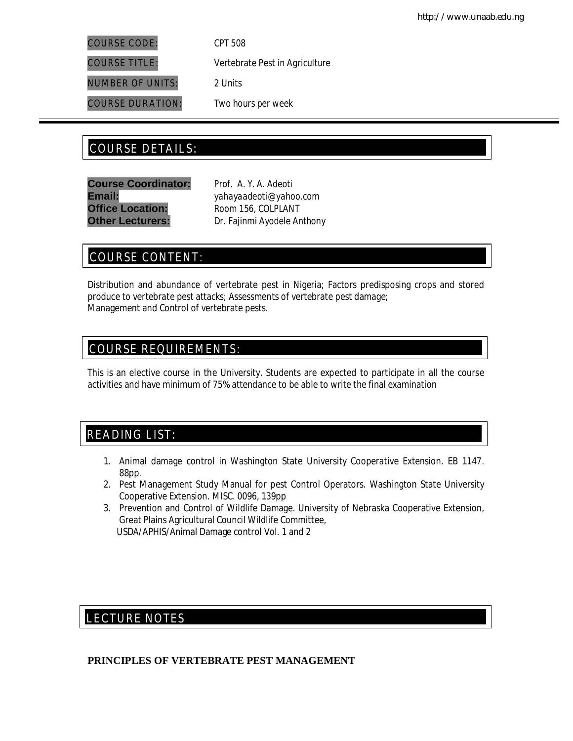| | |
|---|---|
| COURSE CODE: | CPT 508 |
| COURSE TITLE: | Vertebrate Pest in Agriculture |
| NUMBER OF UNITS: | 2 Units |
| COURSE DURATION: | Two hours per week |

## COURSE DETAILS:

**Course Coordinator:** Prof. A. Y. A. Adeoti
**Email:** yahayaadeoti@yahoo.com
**Office Location:** Room 156, COLPLANT
**Other Lecturers:** Dr. Fajinmi Ayodele Anthony

## COURSE CONTENT:

Distribution and abundance of vertebrate pest in Nigeria; Factors predisposing crops and stored produce to vertebrate pest attacks; Assessments of vertebrate pest damage;
Management and Control of vertebrate pests.

## COURSE REQUIREMENTS:

This is an elective course in the University. Students are expected to participate in all the course activities and have minimum of 75% attendance to be able to write the final examination

## READING LIST:

1. Animal damage control in Washington State University Cooperative Extension. EB 1147. 88pp.
2. Pest Management Study Manual for pest Control Operators. Washington State University Cooperative Extension. MISC. 0096, 139pp
3. Prevention and Control of Wildlife Damage. University of Nebraska Cooperative Extension, Great Plains Agricultural Council Wildlife Committee,
USDA/APHIS/Animal Damage control Vol. 1 and 2

## LECTURE NOTES

**PRINCIPLES OF VERTEBRATE PEST MANAGEMENT**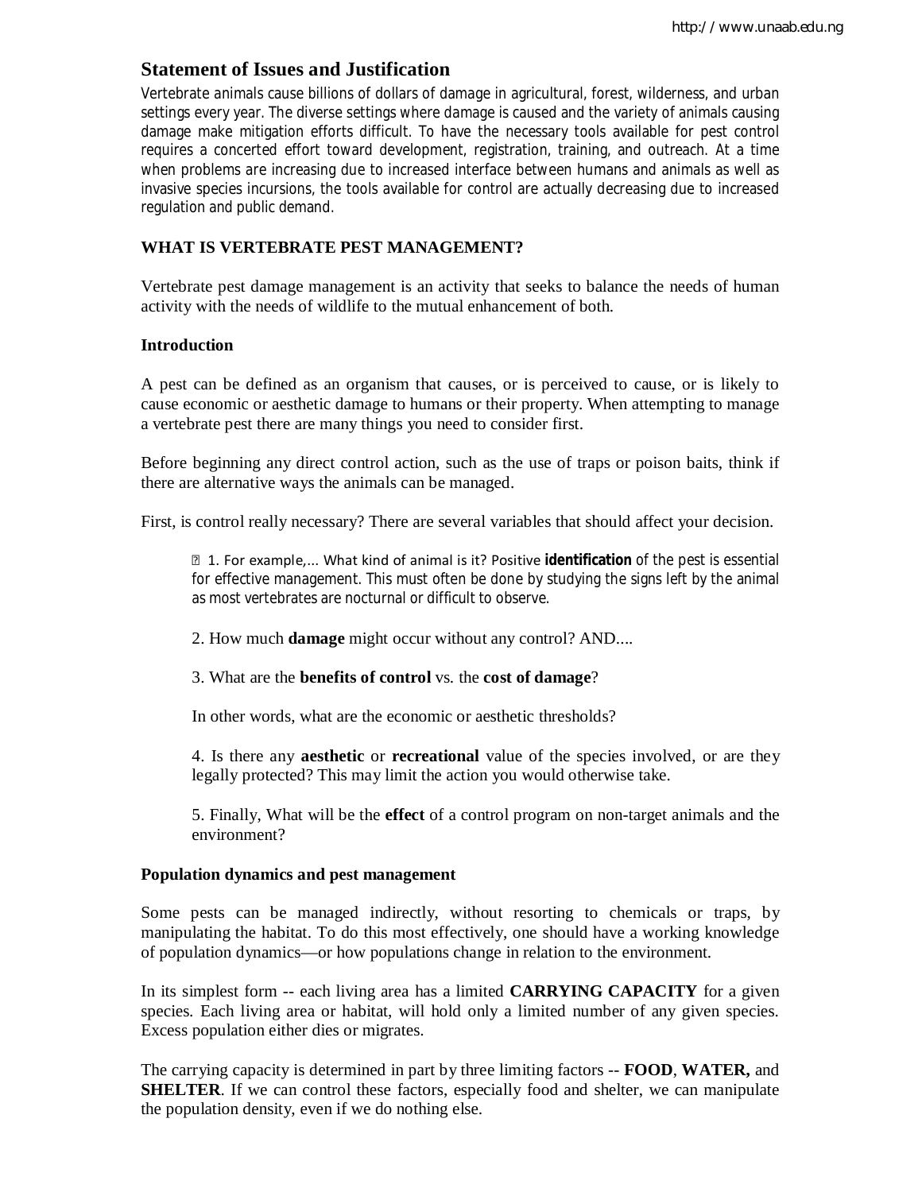## Statement of Issues and Justification

Vertebrate animals cause billions of dollars of damage in agricultural, forest, wilderness, and urban settings every year. The diverse settings where damage is caused and the variety of animals causing damage make mitigation efforts difficult. To have the necessary tools available for pest control requires a concerted effort toward development, registration, training, and outreach. At a time when problems are increasing due to increased interface between humans and animals as well as invasive species incursions, the tools available for control are actually decreasing due to increased regulation and public demand.

### WHAT IS VERTEBRATE PEST MANAGEMENT?

Vertebrate pest damage management is an activity that seeks to balance the needs of human activity with the needs of wildlife to the mutual enhancement of both.

### Introduction

A pest can be defined as an organism that causes, or is perceived to cause, or is likely to cause economic or aesthetic damage to humans or their property. When attempting to manage a vertebrate pest there are many things you need to consider first.

Before beginning any direct control action, such as the use of traps or poison baits, think if there are alternative ways the animals can be managed.

First, is control really necessary? There are several variables that should affect your decision.

> 1. For example,... What kind of animal is it? Positive **identification** of the pest is essential for effective management. This must often be done by studying the signs left by the animal as most vertebrates are nocturnal or difficult to observe.
>
> 2. How much **damage** might occur without any control? AND....
>
> 3. What are the **benefits of control** vs. the **cost of damage**?
>
> In other words, what are the economic or aesthetic thresholds?
>
> 4. Is there any **aesthetic** or **recreational** value of the species involved, or are they legally protected? This may limit the action you would otherwise take.
>
> 5. Finally, What will be the **effect** of a control program on non-target animals and the environment?

### Population dynamics and pest management

Some pests can be managed indirectly, without resorting to chemicals or traps, by manipulating the habitat. To do this most effectively, one should have a working knowledge of population dynamics—or how populations change in relation to the environment.

In its simplest form -- each living area has a limited **CARRYING CAPACITY** for a given species. Each living area or habitat, will hold only a limited number of any given species. Excess population either dies or migrates.

The carrying capacity is determined in part by three limiting factors -- **FOOD**, **WATER,** and **SHELTER**. If we can control these factors, especially food and shelter, we can manipulate the population density, even if we do nothing else.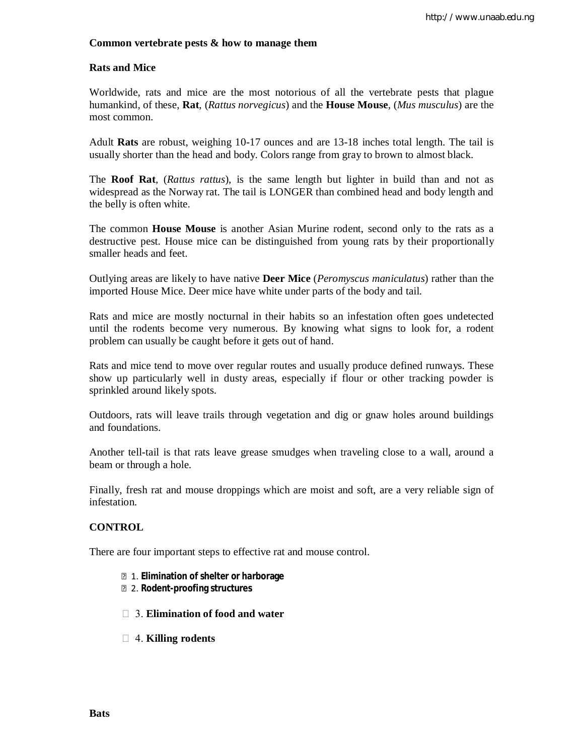**Common vertebrate pests & how to manage them**

**Rats and Mice**

Worldwide, rats and mice are the most notorious of all the vertebrate pests that plague humankind, of these, **Rat**, (*Rattus norvegicus*) and the **House Mouse**, (*Mus musculus*) are the most common.

Adult **Rats** are robust, weighing 10-17 ounces and are 13-18 inches total length. The tail is usually shorter than the head and body. Colors range from gray to brown to almost black.

The **Roof Rat**, (*Rattus rattus*), is the same length but lighter in build than and not as widespread as the Norway rat. The tail is LONGER than combined head and body length and the belly is often white.

The common **House Mouse** is another Asian Murine rodent, second only to the rats as a destructive pest. House mice can be distinguished from young rats by their proportionally smaller heads and feet.

Outlying areas are likely to have native **Deer Mice** (*Peromyscus maniculatus*) rather than the imported House Mice. Deer mice have white under parts of the body and tail.

Rats and mice are mostly nocturnal in their habits so an infestation often goes undetected until the rodents become very numerous. By knowing what signs to look for, a rodent problem can usually be caught before it gets out of hand.

Rats and mice tend to move over regular routes and usually produce defined runways. These show up particularly well in dusty areas, especially if flour or other tracking powder is sprinkled around likely spots.

Outdoors, rats will leave trails through vegetation and dig or gnaw holes around buildings and foundations.

Another tell-tail is that rats leave grease smudges when traveling close to a wall, around a beam or through a hole.

Finally, fresh rat and mouse droppings which are moist and soft, are a very reliable sign of infestation.

**CONTROL**

There are four important steps to effective rat and mouse control.

- 1. **Elimination of shelter or harborage**
- 2. **Rodent-proofing structures**
- 3. **Elimination of food and water**
- 4. **Killing rodents**

**Bats**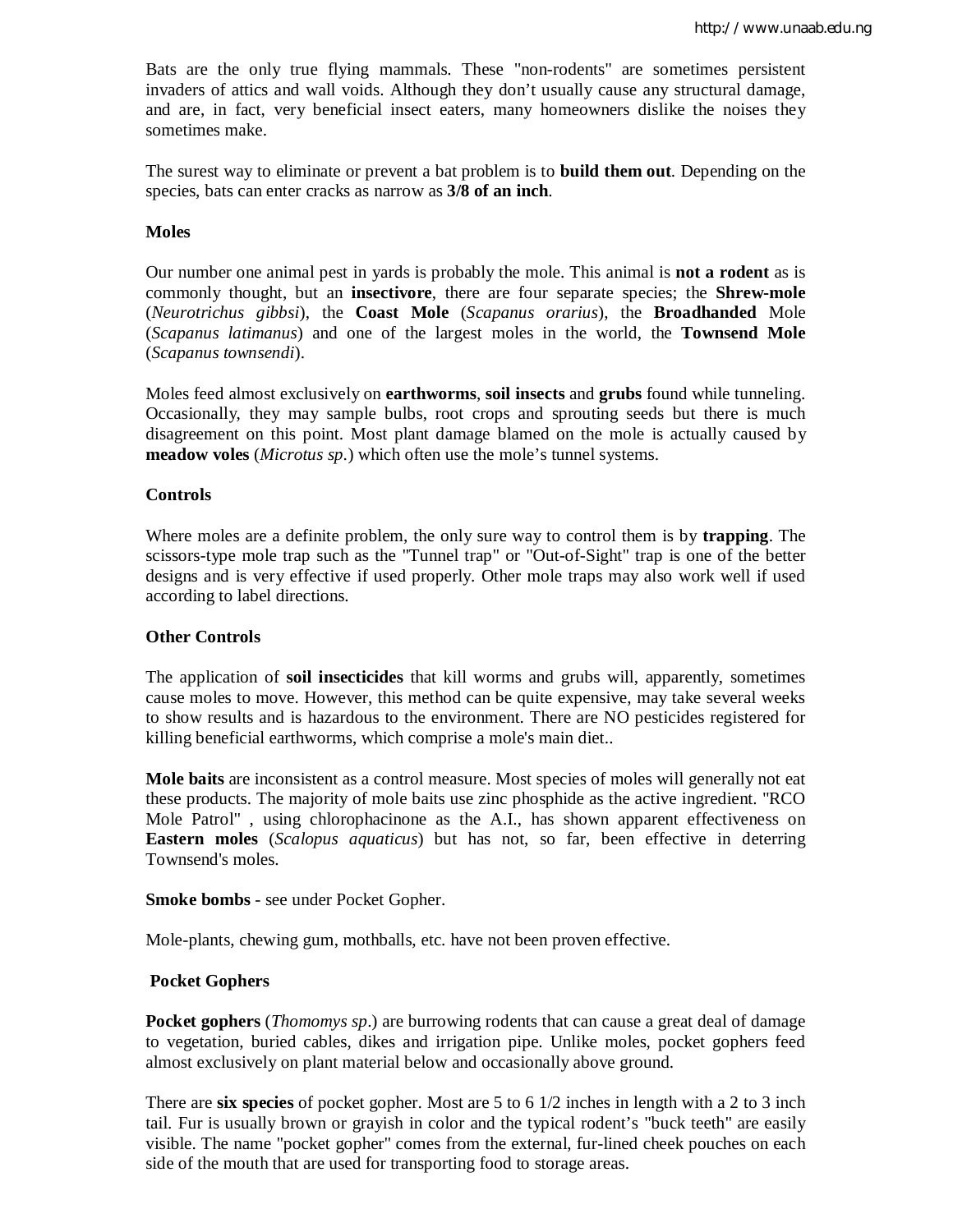Bats are the only true flying mammals. These "non-rodents" are sometimes persistent invaders of attics and wall voids. Although they don't usually cause any structural damage, and are, in fact, very beneficial insect eaters, many homeowners dislike the noises they sometimes make.

The surest way to eliminate or prevent a bat problem is to **build them out**. Depending on the species, bats can enter cracks as narrow as **3/8 of an inch**.

**Moles**

Our number one animal pest in yards is probably the mole. This animal is **not a rodent** as is commonly thought, but an **insectivore**, there are four separate species; the **Shrew-mole** (*Neurotrichus gibbsi*), the **Coast Mole** (*Scapanus orarius*), the **Broadhanded** Mole (*Scapanus latimanus*) and one of the largest moles in the world, the **Townsend Mole** (*Scapanus townsendi*).

Moles feed almost exclusively on **earthworms**, **soil insects** and **grubs** found while tunneling. Occasionally, they may sample bulbs, root crops and sprouting seeds but there is much disagreement on this point. Most plant damage blamed on the mole is actually caused by **meadow voles** (*Microtus sp.*) which often use the mole's tunnel systems.

**Controls**

Where moles are a definite problem, the only sure way to control them is by **trapping**. The scissors-type mole trap such as the "Tunnel trap" or "Out-of-Sight" trap is one of the better designs and is very effective if used properly. Other mole traps may also work well if used according to label directions.

**Other Controls**

The application of **soil insecticides** that kill worms and grubs will, apparently, sometimes cause moles to move. However, this method can be quite expensive, may take several weeks to show results and is hazardous to the environment. There are NO pesticides registered for killing beneficial earthworms, which comprise a mole's main diet..

**Mole baits** are inconsistent as a control measure. Most species of moles will generally not eat these products. The majority of mole baits use zinc phosphide as the active ingredient. "RCO Mole Patrol" , using chlorophacinone as the A.I., has shown apparent effectiveness on **Eastern moles** (*Scalopus aquaticus*) but has not, so far, been effective in deterring Townsend's moles.

**Smoke bombs** - see under Pocket Gopher.

Mole-plants, chewing gum, mothballs, etc. have not been proven effective.

**Pocket Gophers**

**Pocket gophers** (*Thomomys sp.*) are burrowing rodents that can cause a great deal of damage to vegetation, buried cables, dikes and irrigation pipe. Unlike moles, pocket gophers feed almost exclusively on plant material below and occasionally above ground.

There are **six species** of pocket gopher. Most are 5 to 6 1/2 inches in length with a 2 to 3 inch tail. Fur is usually brown or grayish in color and the typical rodent's "buck teeth" are easily visible. The name "pocket gopher" comes from the external, fur-lined cheek pouches on each side of the mouth that are used for transporting food to storage areas.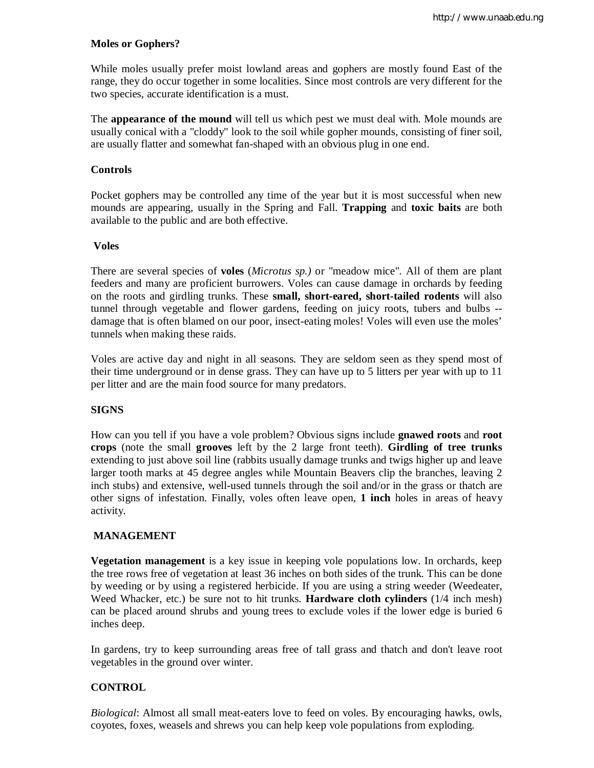**Moles or Gophers?**

While moles usually prefer moist lowland areas and gophers are mostly found East of the range, they do occur together in some localities. Since most controls are very different for the two species, accurate identification is a must.

The **appearance of the mound** will tell us which pest we must deal with. Mole mounds are usually conical with a "cloddy" look to the soil while gopher mounds, consisting of finer soil, are usually flatter and somewhat fan-shaped with an obvious plug in one end.

**Controls**

Pocket gophers may be controlled any time of the year but it is most successful when new mounds are appearing, usually in the Spring and Fall. **Trapping** and **toxic baits** are both available to the public and are both effective.

**Voles**

There are several species of **voles** (*Microtus sp.)* or "meadow mice". All of them are plant feeders and many are proficient burrowers. Voles can cause damage in orchards by feeding on the roots and girdling trunks. These **small, short-eared, short-tailed rodents** will also tunnel through vegetable and flower gardens, feeding on juicy roots, tubers and bulbs -- damage that is often blamed on our poor, insect-eating moles! Voles will even use the moles' tunnels when making these raids.

Voles are active day and night in all seasons. They are seldom seen as they spend most of their time underground or in dense grass. They can have up to 5 litters per year with up to 11 per litter and are the main food source for many predators.

**SIGNS**

How can you tell if you have a vole problem? Obvious signs include **gnawed roots** and **root crops** (note the small **grooves** left by the 2 large front teeth). **Girdling of tree trunks** extending to just above soil line (rabbits usually damage trunks and twigs higher up and leave larger tooth marks at 45 degree angles while Mountain Beavers clip the branches, leaving 2 inch stubs) and extensive, well-used tunnels through the soil and/or in the grass or thatch are other signs of infestation. Finally, voles often leave open, **1 inch** holes in areas of heavy activity.

**MANAGEMENT**

**Vegetation management** is a key issue in keeping vole populations low. In orchards, keep the tree rows free of vegetation at least 36 inches on both sides of the trunk. This can be done by weeding or by using a registered herbicide. If you are using a string weeder (Weedeater, Weed Whacker, etc.) be sure not to hit trunks. **Hardware cloth cylinders** (1/4 inch mesh) can be placed around shrubs and young trees to exclude voles if the lower edge is buried 6 inches deep.

In gardens, try to keep surrounding areas free of tall grass and thatch and don't leave root vegetables in the ground over winter.

**CONTROL**

*Biological*: Almost all small meat-eaters love to feed on voles. By encouraging hawks, owls, coyotes, foxes, weasels and shrews you can help keep vole populations from exploding.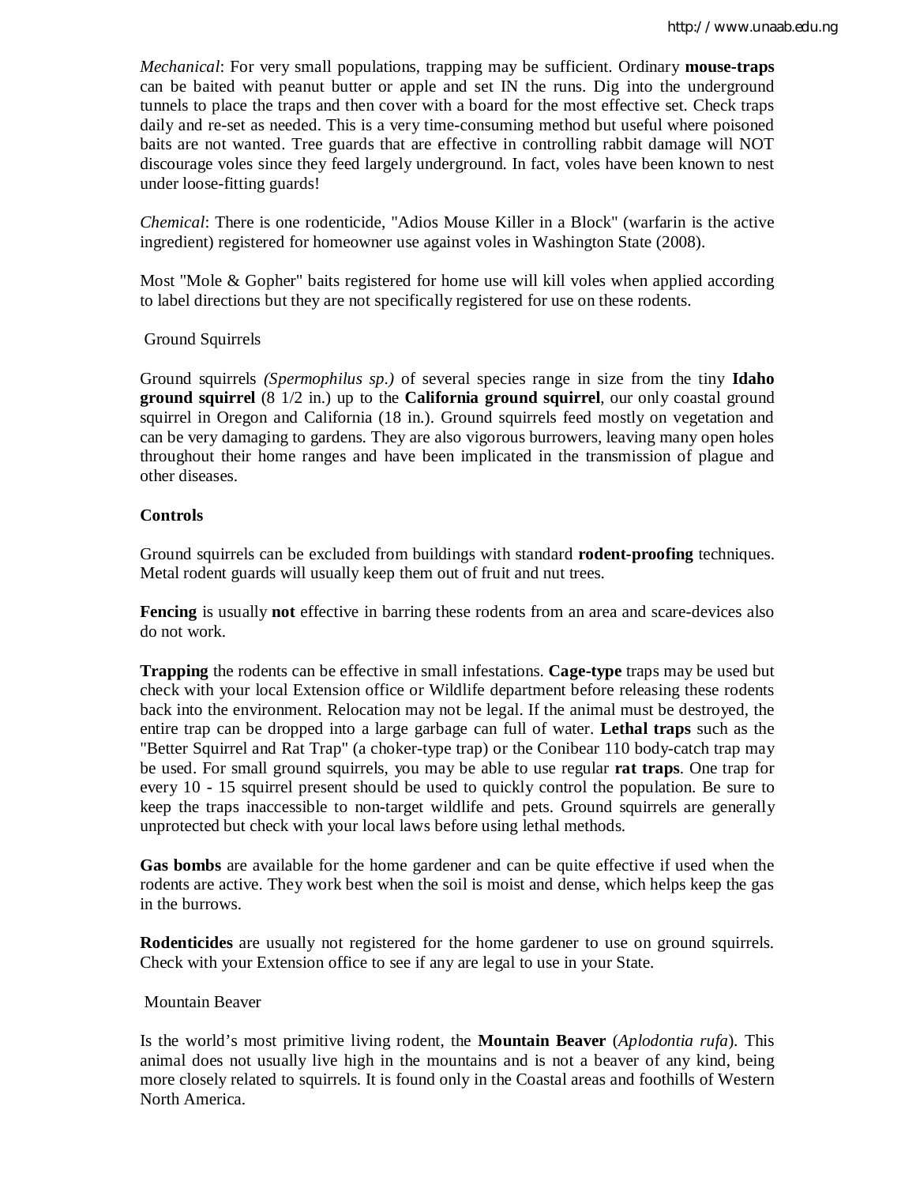*Mechanical*: For very small populations, trapping may be sufficient. Ordinary **mouse-traps** can be baited with peanut butter or apple and set IN the runs. Dig into the underground tunnels to place the traps and then cover with a board for the most effective set. Check traps daily and re-set as needed. This is a very time-consuming method but useful where poisoned baits are not wanted. Tree guards that are effective in controlling rabbit damage will NOT discourage voles since they feed largely underground. In fact, voles have been known to nest under loose-fitting guards!

*Chemical*: There is one rodenticide, "Adios Mouse Killer in a Block" (warfarin is the active ingredient) registered for homeowner use against voles in Washington State (2008).

Most "Mole & Gopher" baits registered for home use will kill voles when applied according to label directions but they are not specifically registered for use on these rodents.

## Ground Squirrels

Ground squirrels *(Spermophilus sp.)* of several species range in size from the tiny **Idaho ground squirrel** (8 1/2 in.) up to the **California ground squirrel**, our only coastal ground squirrel in Oregon and California (18 in.). Ground squirrels feed mostly on vegetation and can be very damaging to gardens. They are also vigorous burrowers, leaving many open holes throughout their home ranges and have been implicated in the transmission of plague and other diseases.

**Controls**

Ground squirrels can be excluded from buildings with standard **rodent-proofing** techniques. Metal rodent guards will usually keep them out of fruit and nut trees.

**Fencing** is usually **not** effective in barring these rodents from an area and scare-devices also do not work.

**Trapping** the rodents can be effective in small infestations. **Cage-type** traps may be used but check with your local Extension office or Wildlife department before releasing these rodents back into the environment. Relocation may not be legal. If the animal must be destroyed, the entire trap can be dropped into a large garbage can full of water. **Lethal traps** such as the "Better Squirrel and Rat Trap" (a choker-type trap) or the Conibear 110 body-catch trap may be used. For small ground squirrels, you may be able to use regular **rat traps**. One trap for every 10 - 15 squirrel present should be used to quickly control the population. Be sure to keep the traps inaccessible to non-target wildlife and pets. Ground squirrels are generally unprotected but check with your local laws before using lethal methods.

**Gas bombs** are available for the home gardener and can be quite effective if used when the rodents are active. They work best when the soil is moist and dense, which helps keep the gas in the burrows.

**Rodenticides** are usually not registered for the home gardener to use on ground squirrels. Check with your Extension office to see if any are legal to use in your State.

## Mountain Beaver

Is the world's most primitive living rodent, the **Mountain Beaver** (*Aplodontia rufa*). This animal does not usually live high in the mountains and is not a beaver of any kind, being more closely related to squirrels. It is found only in the Coastal areas and foothills of Western North America.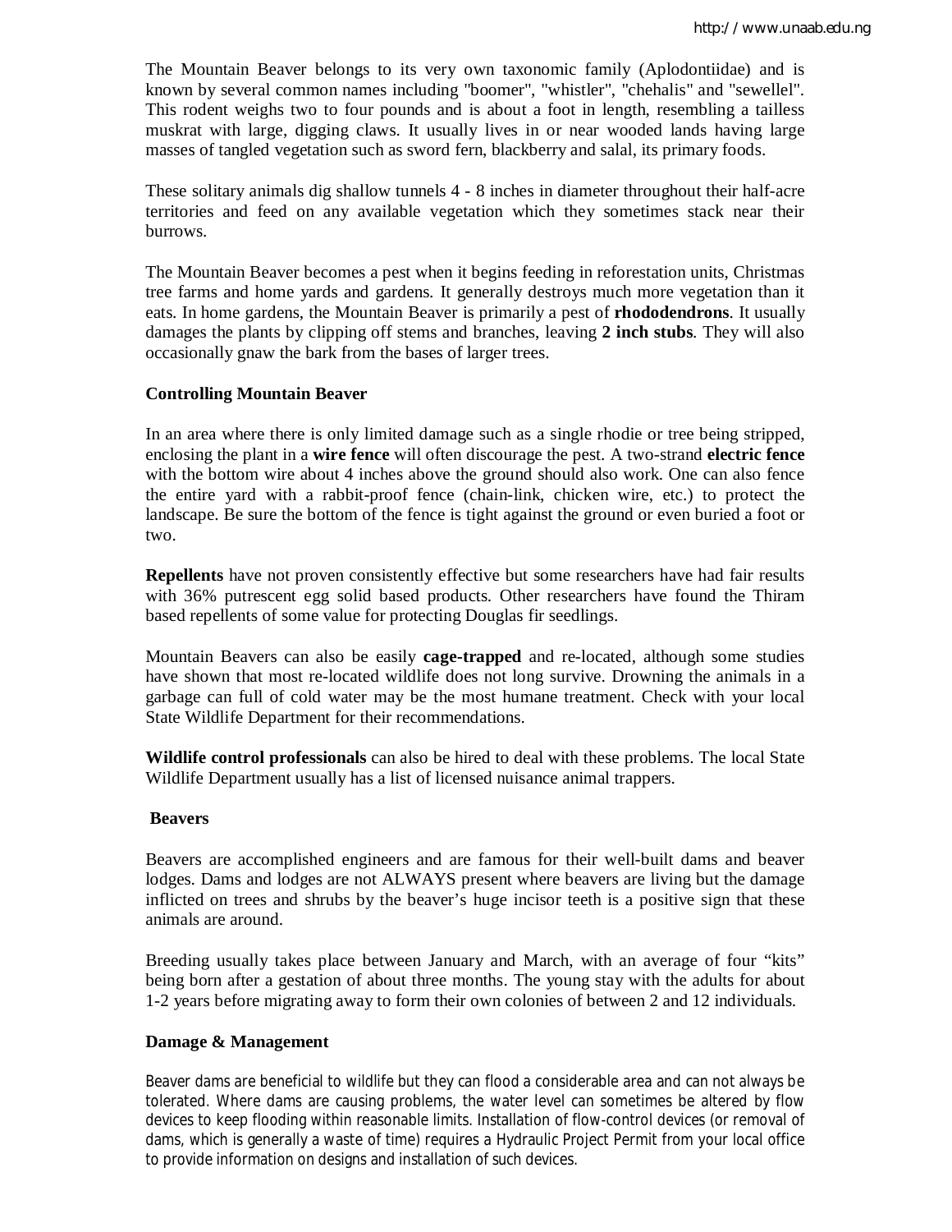The Mountain Beaver belongs to its very own taxonomic family (Aplodontiidae) and is known by several common names including "boomer", "whistler", "chehalis" and "sewellel". This rodent weighs two to four pounds and is about a foot in length, resembling a tailless muskrat with large, digging claws. It usually lives in or near wooded lands having large masses of tangled vegetation such as sword fern, blackberry and salal, its primary foods.

These solitary animals dig shallow tunnels 4 - 8 inches in diameter throughout their half-acre territories and feed on any available vegetation which they sometimes stack near their burrows.

The Mountain Beaver becomes a pest when it begins feeding in reforestation units, Christmas tree farms and home yards and gardens. It generally destroys much more vegetation than it eats. In home gardens, the Mountain Beaver is primarily a pest of **rhododendrons**. It usually damages the plants by clipping off stems and branches, leaving **2 inch stubs**. They will also occasionally gnaw the bark from the bases of larger trees.

### Controlling Mountain Beaver

In an area where there is only limited damage such as a single rhodie or tree being stripped, enclosing the plant in a **wire fence** will often discourage the pest. A two-strand **electric fence** with the bottom wire about 4 inches above the ground should also work. One can also fence the entire yard with a rabbit-proof fence (chain-link, chicken wire, etc.) to protect the landscape. Be sure the bottom of the fence is tight against the ground or even buried a foot or two.

**Repellents** have not proven consistently effective but some researchers have had fair results with 36% putrescent egg solid based products. Other researchers have found the Thiram based repellents of some value for protecting Douglas fir seedlings.

Mountain Beavers can also be easily **cage-trapped** and re-located, although some studies have shown that most re-located wildlife does not long survive. Drowning the animals in a garbage can full of cold water may be the most humane treatment. Check with your local State Wildlife Department for their recommendations.

**Wildlife control professionals** can also be hired to deal with these problems. The local State Wildlife Department usually has a list of licensed nuisance animal trappers.

### Beavers

Beavers are accomplished engineers and are famous for their well-built dams and beaver lodges. Dams and lodges are not ALWAYS present where beavers are living but the damage inflicted on trees and shrubs by the beaver's huge incisor teeth is a positive sign that these animals are around.

Breeding usually takes place between January and March, with an average of four "kits" being born after a gestation of about three months. The young stay with the adults for about 1-2 years before migrating away to form their own colonies of between 2 and 12 individuals.

### Damage & Management

Beaver dams are beneficial to wildlife but they can flood a considerable area and can not always be tolerated. Where dams are causing problems, the water level can sometimes be altered by flow devices to keep flooding within reasonable limits. Installation of flow-control devices (or removal of dams, which is generally a waste of time) requires a Hydraulic Project Permit from your local office to provide information on designs and installation of such devices.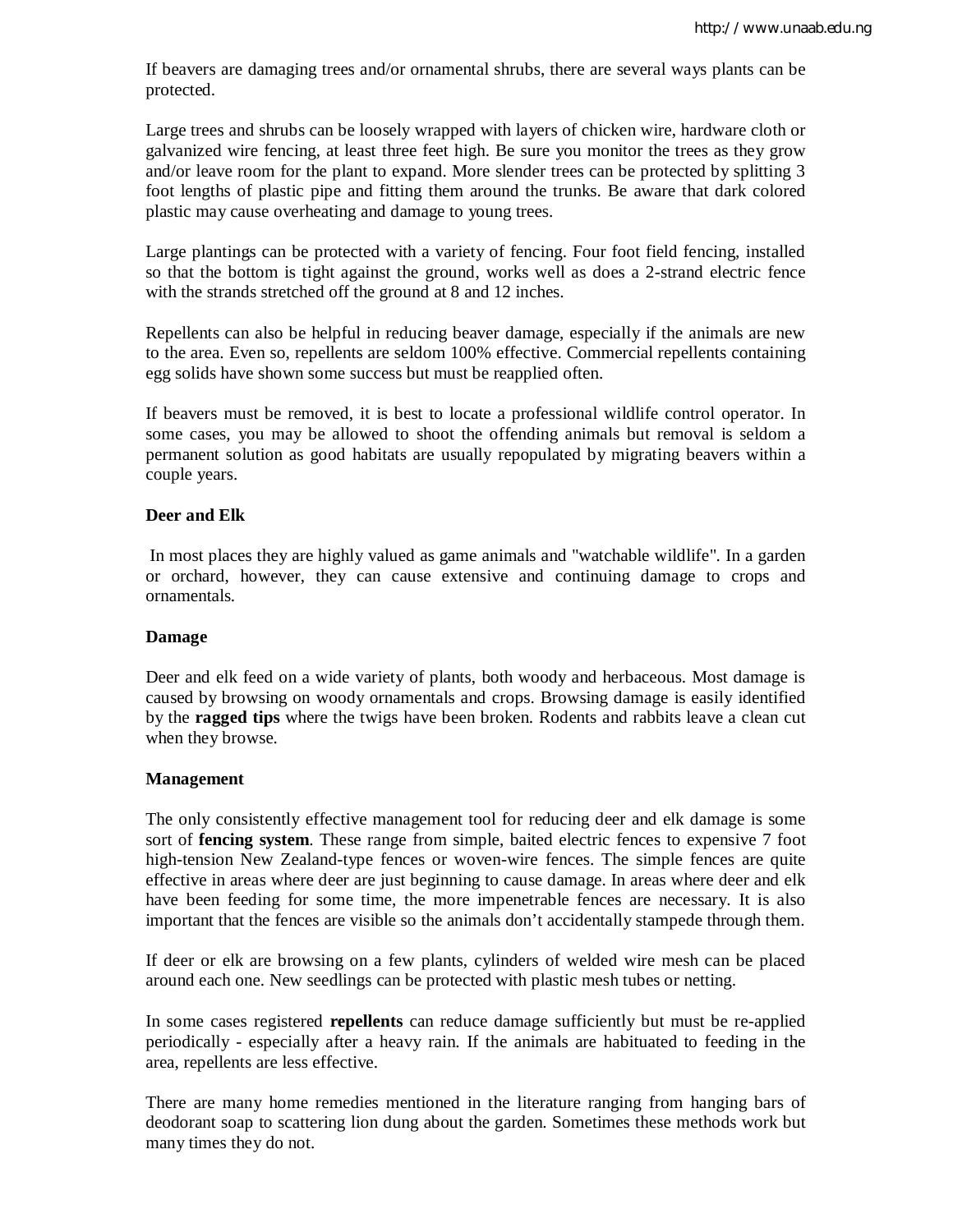If beavers are damaging trees and/or ornamental shrubs, there are several ways plants can be protected.

Large trees and shrubs can be loosely wrapped with layers of chicken wire, hardware cloth or galvanized wire fencing, at least three feet high. Be sure you monitor the trees as they grow and/or leave room for the plant to expand. More slender trees can be protected by splitting 3 foot lengths of plastic pipe and fitting them around the trunks. Be aware that dark colored plastic may cause overheating and damage to young trees.

Large plantings can be protected with a variety of fencing. Four foot field fencing, installed so that the bottom is tight against the ground, works well as does a 2-strand electric fence with the strands stretched off the ground at 8 and 12 inches.

Repellents can also be helpful in reducing beaver damage, especially if the animals are new to the area. Even so, repellents are seldom 100% effective. Commercial repellents containing egg solids have shown some success but must be reapplied often.

If beavers must be removed, it is best to locate a professional wildlife control operator. In some cases, you may be allowed to shoot the offending animals but removal is seldom a permanent solution as good habitats are usually repopulated by migrating beavers within a couple years.

**Deer and Elk**

In most places they are highly valued as game animals and "watchable wildlife". In a garden or orchard, however, they can cause extensive and continuing damage to crops and ornamentals.

**Damage**

Deer and elk feed on a wide variety of plants, both woody and herbaceous. Most damage is caused by browsing on woody ornamentals and crops. Browsing damage is easily identified by the **ragged tips** where the twigs have been broken. Rodents and rabbits leave a clean cut when they browse.

**Management**

The only consistently effective management tool for reducing deer and elk damage is some sort of **fencing system**. These range from simple, baited electric fences to expensive 7 foot high-tension New Zealand-type fences or woven-wire fences. The simple fences are quite effective in areas where deer are just beginning to cause damage. In areas where deer and elk have been feeding for some time, the more impenetrable fences are necessary. It is also important that the fences are visible so the animals don't accidentally stampede through them.

If deer or elk are browsing on a few plants, cylinders of welded wire mesh can be placed around each one. New seedlings can be protected with plastic mesh tubes or netting.

In some cases registered **repellents** can reduce damage sufficiently but must be re-applied periodically - especially after a heavy rain. If the animals are habituated to feeding in the area, repellents are less effective.

There are many home remedies mentioned in the literature ranging from hanging bars of deodorant soap to scattering lion dung about the garden. Sometimes these methods work but many times they do not.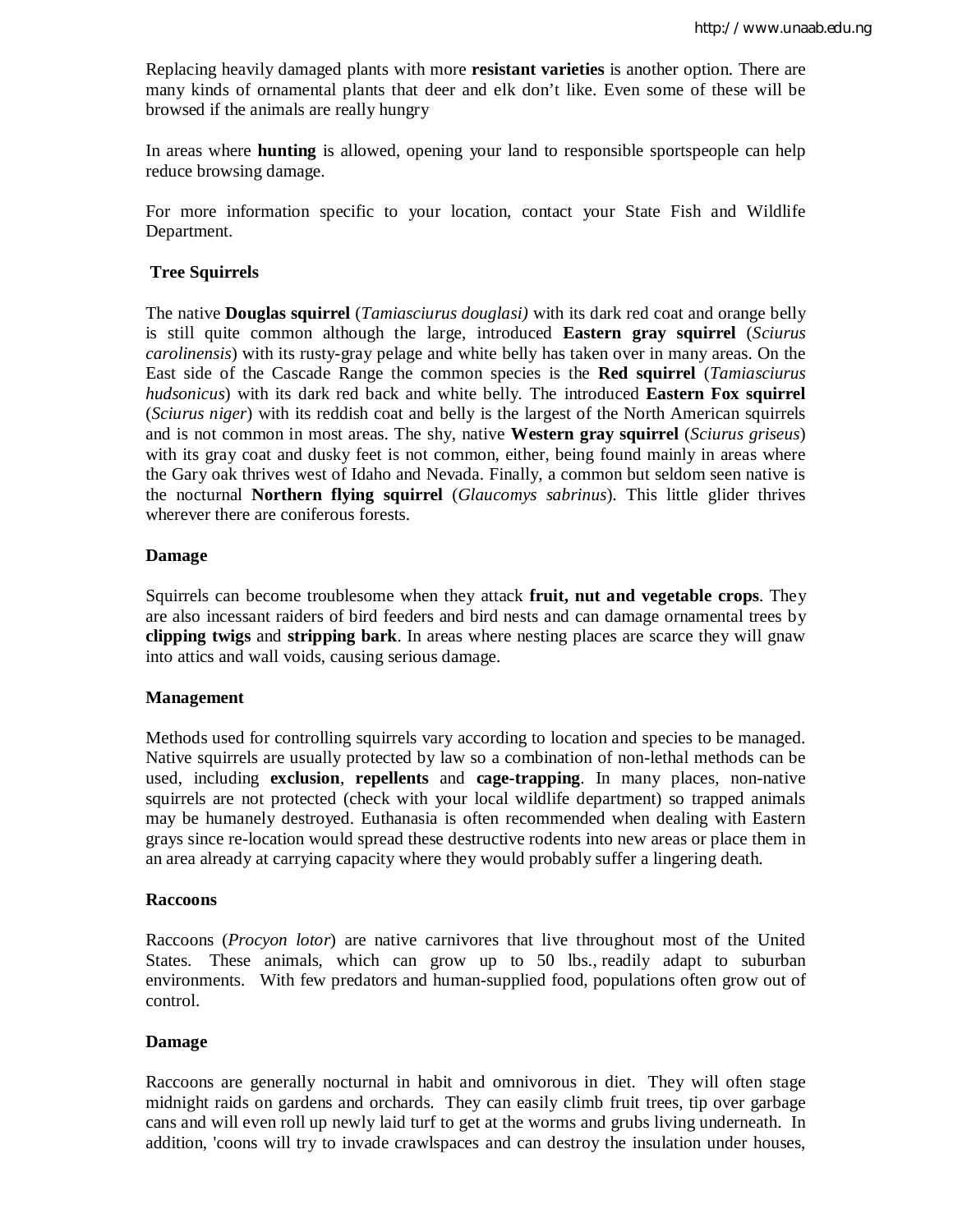Replacing heavily damaged plants with more **resistant varieties** is another option. There are many kinds of ornamental plants that deer and elk don't like. Even some of these will be browsed if the animals are really hungry

In areas where **hunting** is allowed, opening your land to responsible sportspeople can help reduce browsing damage.

For more information specific to your location, contact your State Fish and Wildlife Department.

### Tree Squirrels

The native **Douglas squirrel** (*Tamiasciurus douglasi)* with its dark red coat and orange belly is still quite common although the large, introduced **Eastern gray squirrel** (*Sciurus carolinensis*) with its rusty-gray pelage and white belly has taken over in many areas. On the East side of the Cascade Range the common species is the **Red squirrel** (*Tamiasciurus hudsonicus*) with its dark red back and white belly. The introduced **Eastern Fox squirrel** (*Sciurus niger*) with its reddish coat and belly is the largest of the North American squirrels and is not common in most areas. The shy, native **Western gray squirrel** (*Sciurus griseus*) with its gray coat and dusky feet is not common, either, being found mainly in areas where the Gary oak thrives west of Idaho and Nevada. Finally, a common but seldom seen native is the nocturnal **Northern flying squirrel** (*Glaucomys sabrinus*). This little glider thrives wherever there are coniferous forests.

#### Damage

Squirrels can become troublesome when they attack **fruit, nut and vegetable crops**. They are also incessant raiders of bird feeders and bird nests and can damage ornamental trees by **clipping twigs** and **stripping bark**. In areas where nesting places are scarce they will gnaw into attics and wall voids, causing serious damage.

#### Management

Methods used for controlling squirrels vary according to location and species to be managed. Native squirrels are usually protected by law so a combination of non-lethal methods can be used, including **exclusion**, **repellents** and **cage-trapping**. In many places, non-native squirrels are not protected (check with your local wildlife department) so trapped animals may be humanely destroyed. Euthanasia is often recommended when dealing with Eastern grays since re-location would spread these destructive rodents into new areas or place them in an area already at carrying capacity where they would probably suffer a lingering death.

### Raccoons

Raccoons (*Procyon lotor*) are native carnivores that live throughout most of the United States. These animals, which can grow up to 50 lbs., readily adapt to suburban environments. With few predators and human-supplied food, populations often grow out of control.

#### Damage

Raccoons are generally nocturnal in habit and omnivorous in diet. They will often stage midnight raids on gardens and orchards. They can easily climb fruit trees, tip over garbage cans and will even roll up newly laid turf to get at the worms and grubs living underneath. In addition, 'coons will try to invade crawlspaces and can destroy the insulation under houses,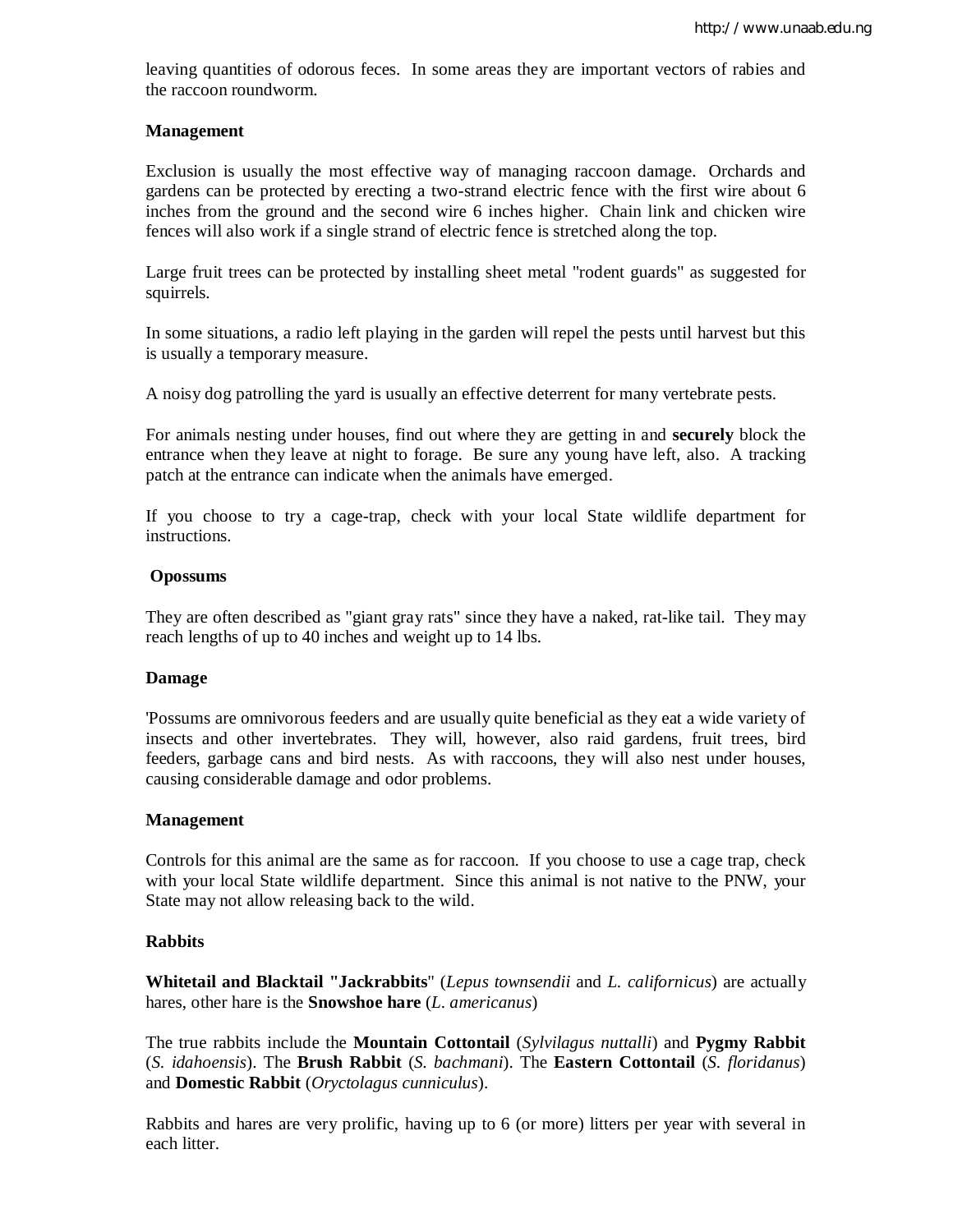leaving quantities of odorous feces. In some areas they are important vectors of rabies and the raccoon roundworm.

**Management**

Exclusion is usually the most effective way of managing raccoon damage. Orchards and gardens can be protected by erecting a two-strand electric fence with the first wire about 6 inches from the ground and the second wire 6 inches higher. Chain link and chicken wire fences will also work if a single strand of electric fence is stretched along the top.

Large fruit trees can be protected by installing sheet metal "rodent guards" as suggested for squirrels.

In some situations, a radio left playing in the garden will repel the pests until harvest but this is usually a temporary measure.

A noisy dog patrolling the yard is usually an effective deterrent for many vertebrate pests.

For animals nesting under houses, find out where they are getting in and **securely** block the entrance when they leave at night to forage. Be sure any young have left, also. A tracking patch at the entrance can indicate when the animals have emerged.

If you choose to try a cage-trap, check with your local State wildlife department for instructions.

**Opossums**

They are often described as "giant gray rats" since they have a naked, rat-like tail. They may reach lengths of up to 40 inches and weight up to 14 lbs.

**Damage**

'Possums are omnivorous feeders and are usually quite beneficial as they eat a wide variety of insects and other invertebrates. They will, however, also raid gardens, fruit trees, bird feeders, garbage cans and bird nests. As with raccoons, they will also nest under houses, causing considerable damage and odor problems.

**Management**

Controls for this animal are the same as for raccoon. If you choose to use a cage trap, check with your local State wildlife department. Since this animal is not native to the PNW, your State may not allow releasing back to the wild.

**Rabbits**

**Whitetail and Blacktail "Jackrabbits**" (*Lepus townsendii* and *L. californicus*) are actually hares, other hare is the **Snowshoe hare** (*L. americanus*)

The true rabbits include the **Mountain Cottontail** (*Sylvilagus nuttalli*) and **Pygmy Rabbit** (*S. idahoensis*). The **Brush Rabbit** (*S. bachmani*). The **Eastern Cottontail** (*S. floridanus*) and **Domestic Rabbit** (*Oryctolagus cunniculus*).

Rabbits and hares are very prolific, having up to 6 (or more) litters per year with several in each litter.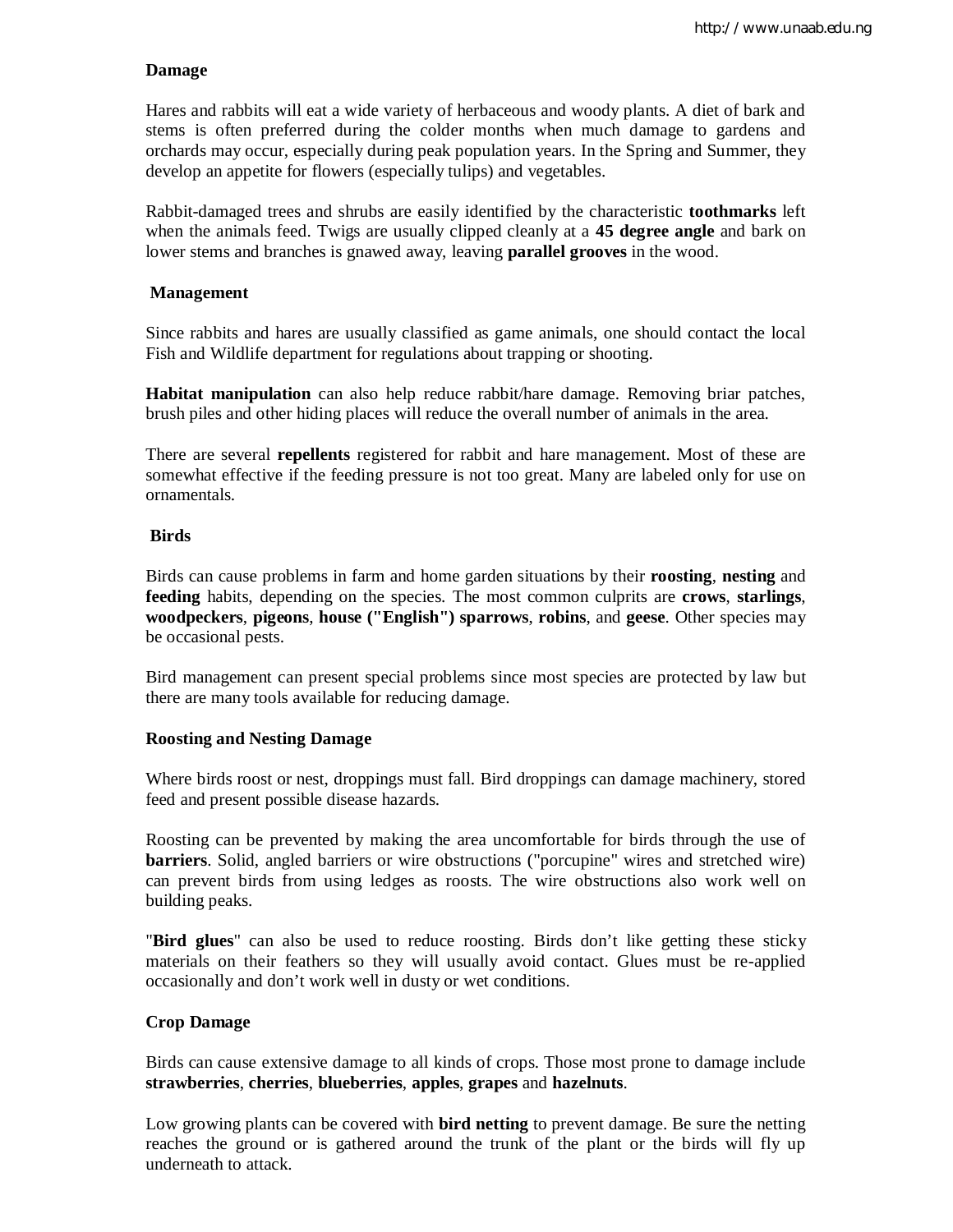**Damage**

Hares and rabbits will eat a wide variety of herbaceous and woody plants. A diet of bark and stems is often preferred during the colder months when much damage to gardens and orchards may occur, especially during peak population years. In the Spring and Summer, they develop an appetite for flowers (especially tulips) and vegetables.

Rabbit-damaged trees and shrubs are easily identified by the characteristic **toothmarks** left when the animals feed. Twigs are usually clipped cleanly at a **45 degree angle** and bark on lower stems and branches is gnawed away, leaving **parallel grooves** in the wood.

**Management**

Since rabbits and hares are usually classified as game animals, one should contact the local Fish and Wildlife department for regulations about trapping or shooting.

**Habitat manipulation** can also help reduce rabbit/hare damage. Removing briar patches, brush piles and other hiding places will reduce the overall number of animals in the area.

There are several **repellents** registered for rabbit and hare management. Most of these are somewhat effective if the feeding pressure is not too great. Many are labeled only for use on ornamentals.

**Birds**

Birds can cause problems in farm and home garden situations by their **roosting**, **nesting** and **feeding** habits, depending on the species. The most common culprits are **crows**, **starlings**, **woodpeckers**, **pigeons**, **house ("English") sparrows**, **robins**, and **geese**. Other species may be occasional pests.

Bird management can present special problems since most species are protected by law but there are many tools available for reducing damage.

**Roosting and Nesting Damage**

Where birds roost or nest, droppings must fall. Bird droppings can damage machinery, stored feed and present possible disease hazards.

Roosting can be prevented by making the area uncomfortable for birds through the use of **barriers**. Solid, angled barriers or wire obstructions ("porcupine" wires and stretched wire) can prevent birds from using ledges as roosts. The wire obstructions also work well on building peaks.

"**Bird glues**" can also be used to reduce roosting. Birds don't like getting these sticky materials on their feathers so they will usually avoid contact. Glues must be re-applied occasionally and don't work well in dusty or wet conditions.

**Crop Damage**

Birds can cause extensive damage to all kinds of crops. Those most prone to damage include **strawberries**, **cherries**, **blueberries**, **apples**, **grapes** and **hazelnuts**.

Low growing plants can be covered with **bird netting** to prevent damage. Be sure the netting reaches the ground or is gathered around the trunk of the plant or the birds will fly up underneath to attack.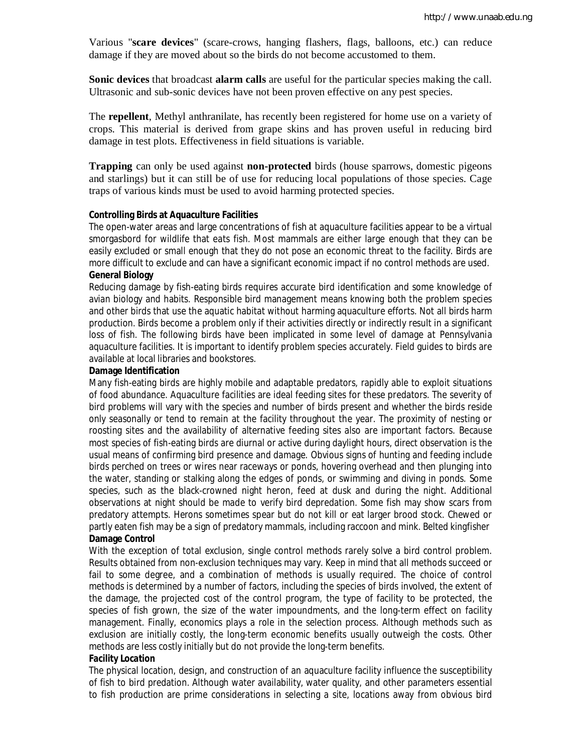Various "**scare devices**" (scare-crows, hanging flashers, flags, balloons, etc.) can reduce damage if they are moved about so the birds do not become accustomed to them.

**Sonic devices** that broadcast **alarm calls** are useful for the particular species making the call. Ultrasonic and sub-sonic devices have not been proven effective on any pest species.

The **repellent**, Methyl anthranilate, has recently been registered for home use on a variety of crops. This material is derived from grape skins and has proven useful in reducing bird damage in test plots. Effectiveness in field situations is variable.

**Trapping** can only be used against **non-protected** birds (house sparrows, domestic pigeons and starlings) but it can still be of use for reducing local populations of those species. Cage traps of various kinds must be used to avoid harming protected species.

**Controlling Birds at Aquaculture Facilities**

The open-water areas and large concentrations of fish at aquaculture facilities appear to be a virtual smorgasbord for wildlife that eats fish. Most mammals are either large enough that they can be easily excluded or small enough that they do not pose an economic threat to the facility. Birds are more difficult to exclude and can have a significant economic impact if no control methods are used.

**General Biology**

Reducing damage by fish-eating birds requires accurate bird identification and some knowledge of avian biology and habits. Responsible bird management means knowing both the problem species and other birds that use the aquatic habitat without harming aquaculture efforts. Not all birds harm production. Birds become a problem only if their activities directly or indirectly result in a significant loss of fish. The following birds have been implicated in some level of damage at Pennsylvania aquaculture facilities. It is important to identify problem species accurately. Field guides to birds are available at local libraries and bookstores.

**Damage Identification**

Many fish-eating birds are highly mobile and adaptable predators, rapidly able to exploit situations of food abundance. Aquaculture facilities are ideal feeding sites for these predators. The severity of bird problems will vary with the species and number of birds present and whether the birds reside only seasonally or tend to remain at the facility throughout the year. The proximity of nesting or roosting sites and the availability of alternative feeding sites also are important factors. Because most species of fish-eating birds are diurnal or active during daylight hours, direct observation is the usual means of confirming bird presence and damage. Obvious signs of hunting and feeding include birds perched on trees or wires near raceways or ponds, hovering overhead and then plunging into the water, standing or stalking along the edges of ponds, or swimming and diving in ponds. Some species, such as the black-crowned night heron, feed at dusk and during the night. Additional observations at night should be made to verify bird depredation. Some fish may show scars from predatory attempts. Herons sometimes spear but do not kill or eat larger brood stock. Chewed or partly eaten fish may be a sign of predatory mammals, including raccoon and mink. Belted kingfisher

**Damage Control**

With the exception of total exclusion, single control methods rarely solve a bird control problem. Results obtained from non-exclusion techniques may vary. Keep in mind that all methods succeed or fail to some degree, and a combination of methods is usually required. The choice of control methods is determined by a number of factors, including the species of birds involved, the extent of the damage, the projected cost of the control program, the type of facility to be protected, the species of fish grown, the size of the water impoundments, and the long-term effect on facility management. Finally, economics plays a role in the selection process. Although methods such as exclusion are initially costly, the long-term economic benefits usually outweigh the costs. Other methods are less costly initially but do not provide the long-term benefits.

**Facility Location**

The physical location, design, and construction of an aquaculture facility influence the susceptibility of fish to bird predation. Although water availability, water quality, and other parameters essential to fish production are prime considerations in selecting a site, locations away from obvious bird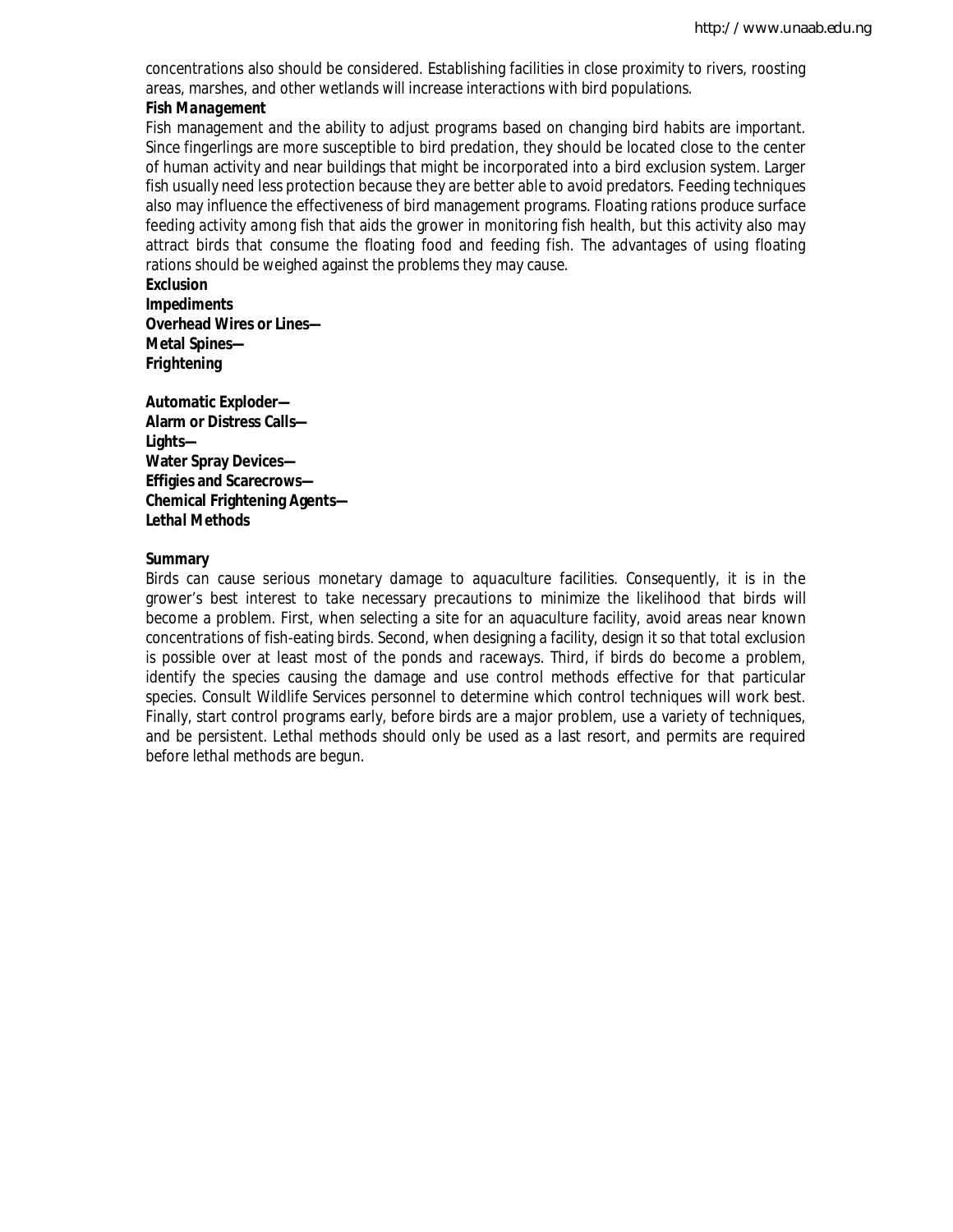concentrations also should be considered. Establishing facilities in close proximity to rivers, roosting areas, marshes, and other wetlands will increase interactions with bird populations.

***Fish Management***

Fish management and the ability to adjust programs based on changing bird habits are important. Since fingerlings are more susceptible to bird predation, they should be located close to the center of human activity and near buildings that might be incorporated into a bird exclusion system. Larger fish usually need less protection because they are better able to avoid predators. Feeding techniques also may influence the effectiveness of bird management programs. Floating rations produce surface feeding activity among fish that aids the grower in monitoring fish health, but this activity also may attract birds that consume the floating food and feeding fish. The advantages of using floating rations should be weighed against the problems they may cause.

**Exclusion**

**Impediments**

**Overhead Wires or Lines—**

**Metal Spines—**

**Frightening**

**Automatic Exploder—**

**Alarm or Distress Calls—**

**Lights—**

**Water Spray Devices—**

**Effigies and Scarecrows—**

**Chemical Frightening Agents—**

***Lethal Methods***

**Summary**

Birds can cause serious monetary damage to aquaculture facilities. Consequently, it is in the grower's best interest to take necessary precautions to minimize the likelihood that birds will become a problem. First, when selecting a site for an aquaculture facility, avoid areas near known concentrations of fish-eating birds. Second, when designing a facility, design it so that total exclusion is possible over at least most of the ponds and raceways. Third, if birds do become a problem, identify the species causing the damage and use control methods effective for that particular species. Consult Wildlife Services personnel to determine which control techniques will work best. Finally, start control programs early, before birds are a major problem, use a variety of techniques, and be persistent. Lethal methods should only be used as a last resort, and permits are required before lethal methods are begun.